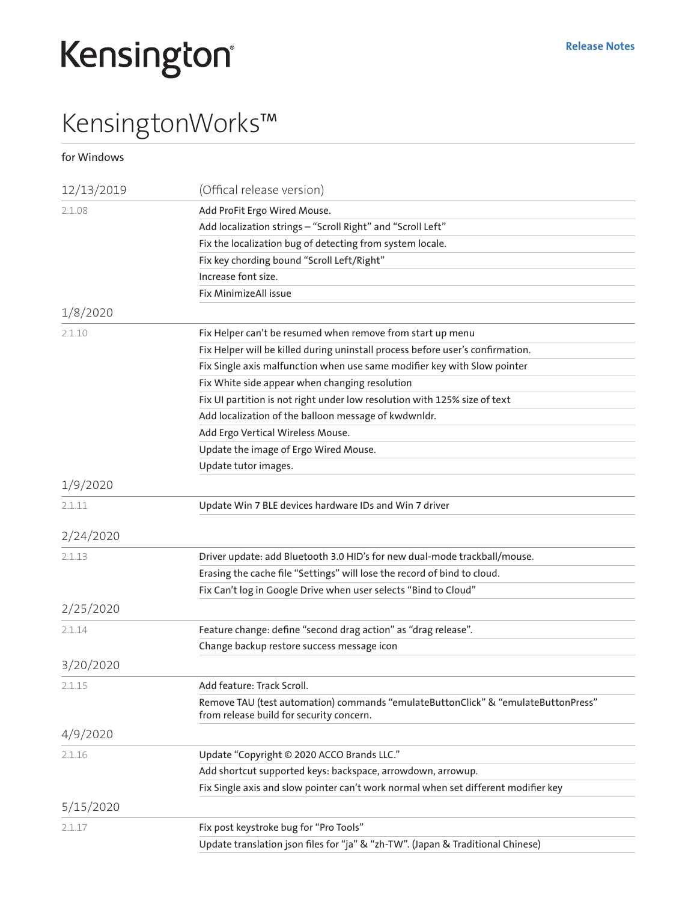Kensington

Release Notes

# KensingtonWorks™

for Windows

| 12/13/2019 | (Offical release version) |
|---|---|
| 2.1.08 | Add ProFit Ergo Wired Mouse. |
| | Add localization strings – “Scroll Right” and “Scroll Left” |
| | Fix the localization bug of detecting from system locale. |
| | Fix key chording bound “Scroll Left/Right” |
| | Increase font size. |
| | Fix MinimizeAll issue |
| **1/8/2020** | |
| 2.1.10 | Fix Helper can’t be resumed when remove from start up menu |
| | Fix Helper will be killed during uninstall process before user’s confirmation. |
| | Fix Single axis malfunction when use same modifier key with Slow pointer |
| | Fix White side appear when changing resolution |
| | Fix UI partition is not right under low resolution with 125% size of text |
| | Add localization of the balloon message of kwdwnldr. |
| | Add Ergo Vertical Wireless Mouse. |
| | Update the image of Ergo Wired Mouse. |
| | Update tutor images. |
| **1/9/2020** | |
| 2.1.11 | Update Win 7 BLE devices hardware IDs and Win 7 driver |
| **2/24/2020** | |
| 2.1.13 | Driver update: add Bluetooth 3.0 HID’s for new dual-mode trackball/mouse. |
| | Erasing the cache file “Settings” will lose the record of bind to cloud. |
| | Fix Can’t log in Google Drive when user selects “Bind to Cloud” |
| **2/25/2020** | |
| 2.1.14 | Feature change: define “second drag action” as “drag release”. |
| | Change backup restore success message icon |
| **3/20/2020** | |
| 2.1.15 | Add feature: Track Scroll. |
| | Remove TAU (test automation) commands “emulateButtonClick” & “emulateButtonPress” from release build for security concern. |
| **4/9/2020** | |
| 2.1.16 | Update “Copyright © 2020 ACCO Brands LLC.” |
| | Add shortcut supported keys: backspace, arrowdown, arrowup. |
| | Fix Single axis and slow pointer can’t work normal when set different modifier key |
| **5/15/2020** | |
| 2.1.17 | Fix post keystroke bug for “Pro Tools” |
| | Update translation json files for “ja” & “zh-TW”. (Japan & Traditional Chinese) |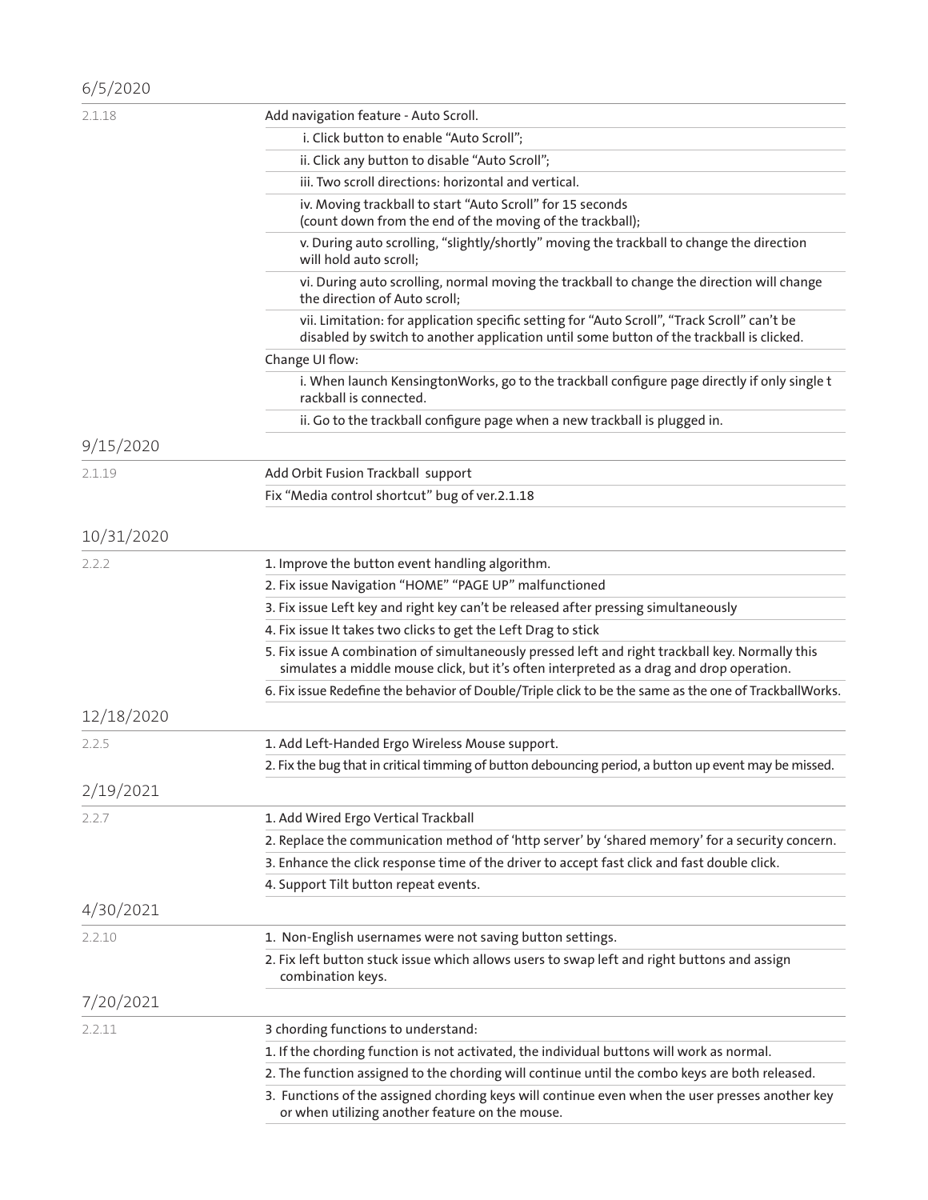## 6/5/2020

**2.1.18**

Add navigation feature - Auto Scroll.

- i. Click button to enable “Auto Scroll”;
- ii. Click any button to disable “Auto Scroll”;
- iii. Two scroll directions: horizontal and vertical.
- iv. Moving trackball to start “Auto Scroll” for 15 seconds (count down from the end of the moving of the trackball);
- v. During auto scrolling, “slightly/shortly” moving the trackball to change the direction will hold auto scroll;
- vi. During auto scrolling, normal moving the trackball to change the direction will change the direction of Auto scroll;
- vii. Limitation: for application specific setting for “Auto Scroll”, “Track Scroll” can’t be disabled by switch to another application until some button of the trackball is clicked.

Change UI flow:

- i. When launch KensingtonWorks, go to the trackball configure page directly if only single t rackball is connected.
- ii. Go to the trackball configure page when a new trackball is plugged in.

## 9/15/2020

**2.1.19**

Add Orbit Fusion Trackball support

Fix “Media control shortcut” bug of ver.2.1.18

## 10/31/2020

**2.2.2**

1. Improve the button event handling algorithm.
2. Fix issue Navigation “HOME” “PAGE UP” malfunctioned
3. Fix issue Left key and right key can’t be released after pressing simultaneously
4. Fix issue It takes two clicks to get the Left Drag to stick
5. Fix issue A combination of simultaneously pressed left and right trackball key. Normally this simulates a middle mouse click, but it’s often interpreted as a drag and drop operation.
6. Fix issue Redefine the behavior of Double/Triple click to be the same as the one of TrackballWorks.

## 12/18/2020

**2.2.5**

1. Add Left-Handed Ergo Wireless Mouse support.
2. Fix the bug that in critical timming of button debouncing period, a button up event may be missed.

## 2/19/2021

**2.2.7**

1. Add Wired Ergo Vertical Trackball
2. Replace the communication method of ‘http server’ by ‘shared memory’ for a security concern.
3. Enhance the click response time of the driver to accept fast click and fast double click.
4. Support Tilt button repeat events.

## 4/30/2021

**2.2.10**

1. Non-English usernames were not saving button settings.
2. Fix left button stuck issue which allows users to swap left and right buttons and assign combination keys.

## 7/20/2021

**2.2.11**

3 chording functions to understand:

1. If the chording function is not activated, the individual buttons will work as normal.
2. The function assigned to the chording will continue until the combo keys are both released.
3. Functions of the assigned chording keys will continue even when the user presses another key or when utilizing another feature on the mouse.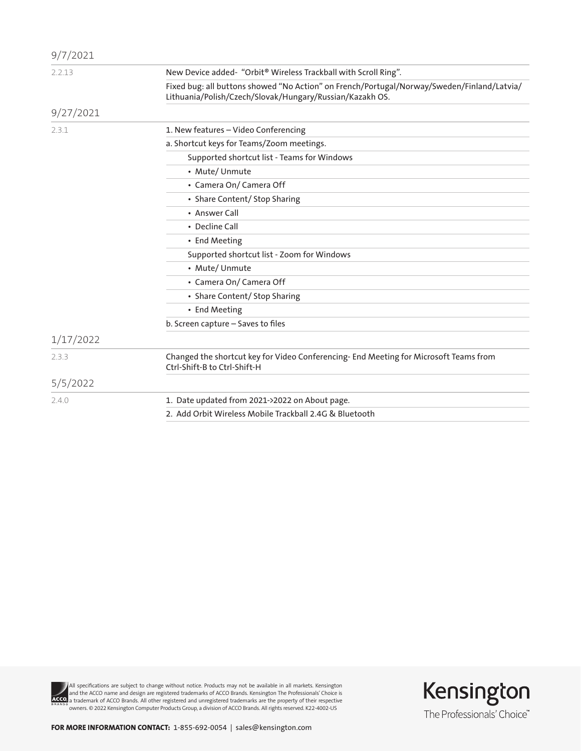## 9/7/2021

| | |
|---|---|
| 2.2.13 | New Device added- "Orbit® Wireless Trackball with Scroll Ring". |
| | Fixed bug: all buttons showed "No Action" on French/Portugal/Norway/Sweden/Finland/Latvia/Lithuania/Polish/Czech/Slovak/Hungary/Russian/Kazakh OS. |

## 9/27/2021

| | |
|---|---|
| 2.3.1 | 1. New features – Video Conferencing |
| | a. Shortcut keys for Teams/Zoom meetings. |
| | Supported shortcut list - Teams for Windows |
| | • Mute/ Unmute |
| | • Camera On/ Camera Off |
| | • Share Content/ Stop Sharing |
| | • Answer Call |
| | • Decline Call |
| | • End Meeting |
| | Supported shortcut list - Zoom for Windows |
| | • Mute/ Unmute |
| | • Camera On/ Camera Off |
| | • Share Content/ Stop Sharing |
| | • End Meeting |
| | b. Screen capture – Saves to files |

## 1/17/2022

| | |
|---|---|
| 2.3.3 | Changed the shortcut key for Video Conferencing- End Meeting for Microsoft Teams from Ctrl-Shift-B to Ctrl-Shift-H |

## 5/5/2022

| | |
|---|---|
| 2.4.0 | 1. Date updated from 2021->2022 on About page. |
| | 2. Add Orbit Wireless Mobile Trackball 2.4G & Bluetooth |

All specifications are subject to change without notice. Products may not be available in all markets. Kensington and the ACCO name and design are registered trademarks of ACCO Brands. Kensington The Professionals' Choice is a trademark of ACCO Brands. All other registered and unregistered trademarks are the property of their respective owners. © 2022 Kensington Computer Products Group, a division of ACCO Brands. All rights reserved. K22-4002-US

Kensington

The Professionals' Choice™

**FOR MORE INFORMATION CONTACT:** 1-855-692-0054 | sales@kensington.com